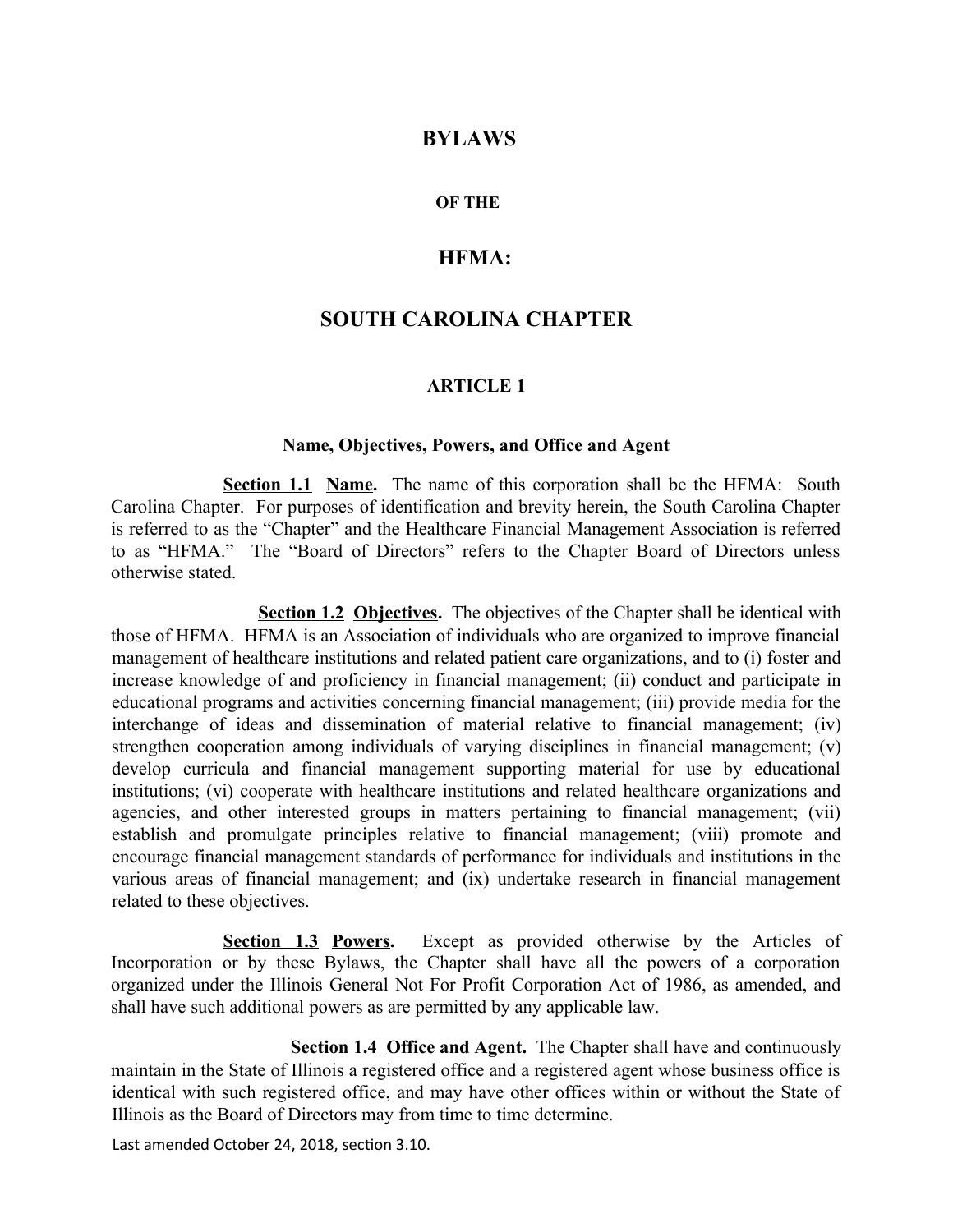# BYLAWS

## OF THE

# HFMA:

# SOUTH CAROLINA CHAPTER

## ARTICLE 1

### Name, Objectives, Powers, and Office and Agent

**Section 1.1 Name.** The name of this corporation shall be the HFMA: South Carolina Chapter. For purposes of identification and brevity herein, the South Carolina Chapter is referred to as the "Chapter" and the Healthcare Financial Management Association is referred to as "HFMA." The "Board of Directors" refers to the Chapter Board of Directors unless otherwise stated.

**Section 1.2 Objectives.** The objectives of the Chapter shall be identical with those of HFMA. HFMA is an Association of individuals who are organized to improve financial management of healthcare institutions and related patient care organizations, and to (i) foster and increase knowledge of and proficiency in financial management; (ii) conduct and participate in educational programs and activities concerning financial management; (iii) provide media for the interchange of ideas and dissemination of material relative to financial management; (iv) strengthen cooperation among individuals of varying disciplines in financial management; (v) develop curricula and financial management supporting material for use by educational institutions; (vi) cooperate with healthcare institutions and related healthcare organizations and agencies, and other interested groups in matters pertaining to financial management; (vii) establish and promulgate principles relative to financial management; (viii) promote and encourage financial management standards of performance for individuals and institutions in the various areas of financial management; and (ix) undertake research in financial management related to these objectives.

**Section 1.3 Powers.** Except as provided otherwise by the Articles of Incorporation or by these Bylaws, the Chapter shall have all the powers of a corporation organized under the Illinois General Not For Profit Corporation Act of 1986, as amended, and shall have such additional powers as are permitted by any applicable law.

**Section 1.4 Office and Agent.** The Chapter shall have and continuously maintain in the State of Illinois a registered office and a registered agent whose business office is identical with such registered office, and may have other offices within or without the State of Illinois as the Board of Directors may from time to time determine.

Last amended October 24, 2018, section 3.10.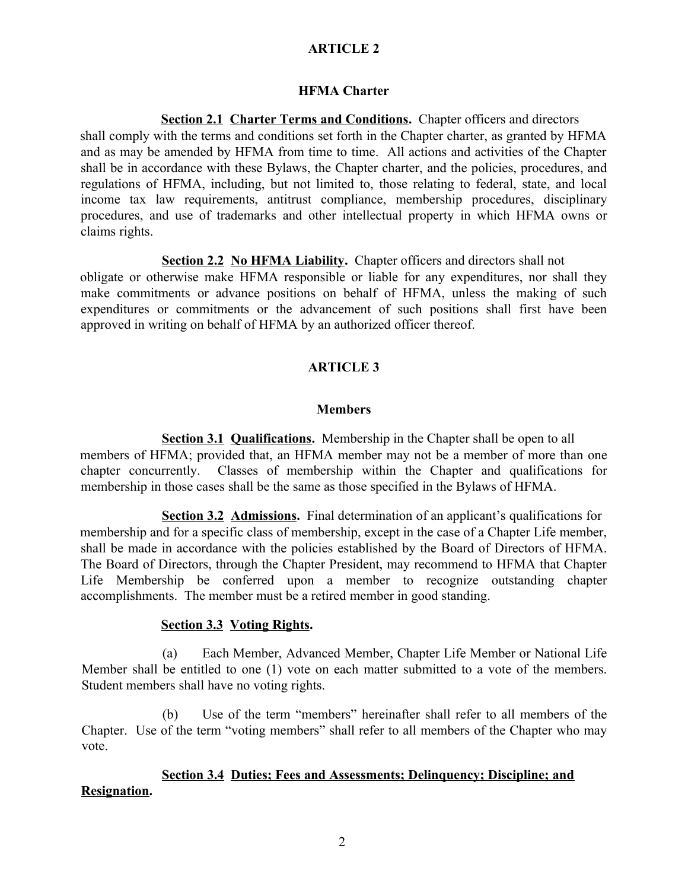## ARTICLE 2

### HFMA Charter

**<u>Section 2.1</u> <u>Charter Terms and Conditions</u>.** Chapter officers and directors shall comply with the terms and conditions set forth in the Chapter charter, as granted by HFMA and as may be amended by HFMA from time to time. All actions and activities of the Chapter shall be in accordance with these Bylaws, the Chapter charter, and the policies, procedures, and regulations of HFMA, including, but not limited to, those relating to federal, state, and local income tax law requirements, antitrust compliance, membership procedures, disciplinary procedures, and use of trademarks and other intellectual property in which HFMA owns or claims rights.

**<u>Section 2.2</u> <u>No HFMA Liability</u>.** Chapter officers and directors shall not obligate or otherwise make HFMA responsible or liable for any expenditures, nor shall they make commitments or advance positions on behalf of HFMA, unless the making of such expenditures or commitments or the advancement of such positions shall first have been approved in writing on behalf of HFMA by an authorized officer thereof.

## ARTICLE 3

### Members

**<u>Section 3.1</u> <u>Qualifications</u>.** Membership in the Chapter shall be open to all members of HFMA; provided that, an HFMA member may not be a member of more than one chapter concurrently. Classes of membership within the Chapter and qualifications for membership in those cases shall be the same as those specified in the Bylaws of HFMA.

**<u>Section 3.2</u> <u>Admissions</u>.** Final determination of an applicant's qualifications for membership and for a specific class of membership, except in the case of a Chapter Life member, shall be made in accordance with the policies established by the Board of Directors of HFMA. The Board of Directors, through the Chapter President, may recommend to HFMA that Chapter Life Membership be conferred upon a member to recognize outstanding chapter accomplishments. The member must be a retired member in good standing.

**<u>Section 3.3</u> <u>Voting Rights</u>.**

(a) Each Member, Advanced Member, Chapter Life Member or National Life Member shall be entitled to one (1) vote on each matter submitted to a vote of the members. Student members shall have no voting rights.

(b) Use of the term "members" hereinafter shall refer to all members of the Chapter. Use of the term "voting members" shall refer to all members of the Chapter who may vote.

**<u>Section 3.4</u> <u>Duties; Fees and Assessments; Delinquency; Discipline; and Resignation</u>.**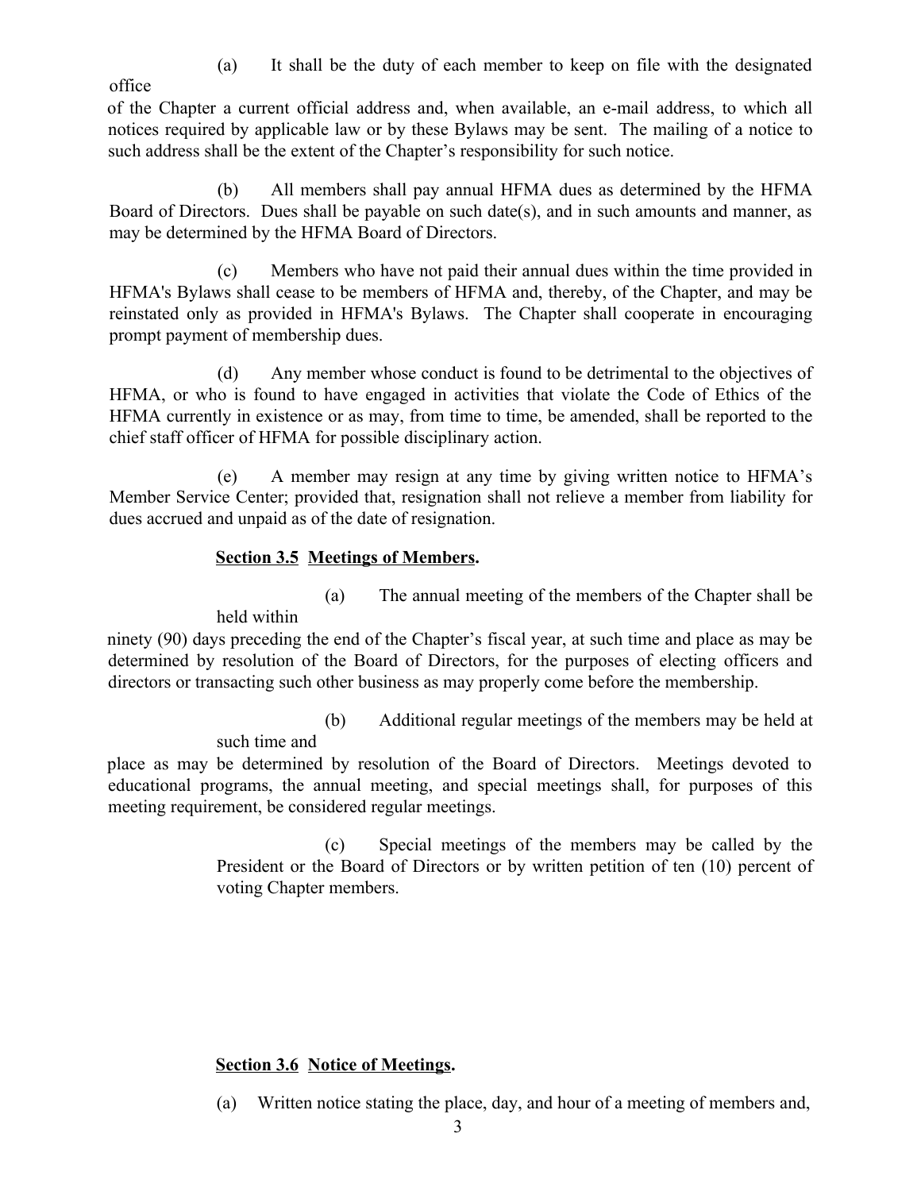(a) It shall be the duty of each member to keep on file with the designated office of the Chapter a current official address and, when available, an e-mail address, to which all notices required by applicable law or by these Bylaws may be sent. The mailing of a notice to such address shall be the extent of the Chapter's responsibility for such notice.

(b) All members shall pay annual HFMA dues as determined by the HFMA Board of Directors. Dues shall be payable on such date(s), and in such amounts and manner, as may be determined by the HFMA Board of Directors.

(c) Members who have not paid their annual dues within the time provided in HFMA's Bylaws shall cease to be members of HFMA and, thereby, of the Chapter, and may be reinstated only as provided in HFMA's Bylaws. The Chapter shall cooperate in encouraging prompt payment of membership dues.

(d) Any member whose conduct is found to be detrimental to the objectives of HFMA, or who is found to have engaged in activities that violate the Code of Ethics of the HFMA currently in existence or as may, from time to time, be amended, shall be reported to the chief staff officer of HFMA for possible disciplinary action.

(e) A member may resign at any time by giving written notice to HFMA's Member Service Center; provided that, resignation shall not relieve a member from liability for dues accrued and unpaid as of the date of resignation.

**Section 3.5 Meetings of Members.**

(a) The annual meeting of the members of the Chapter shall be held within ninety (90) days preceding the end of the Chapter's fiscal year, at such time and place as may be determined by resolution of the Board of Directors, for the purposes of electing officers and directors or transacting such other business as may properly come before the membership.

(b) Additional regular meetings of the members may be held at such time and place as may be determined by resolution of the Board of Directors. Meetings devoted to educational programs, the annual meeting, and special meetings shall, for purposes of this meeting requirement, be considered regular meetings.

(c) Special meetings of the members may be called by the President or the Board of Directors or by written petition of ten (10) percent of voting Chapter members.

**Section 3.6 Notice of Meetings.**

(a) Written notice stating the place, day, and hour of a meeting of members and,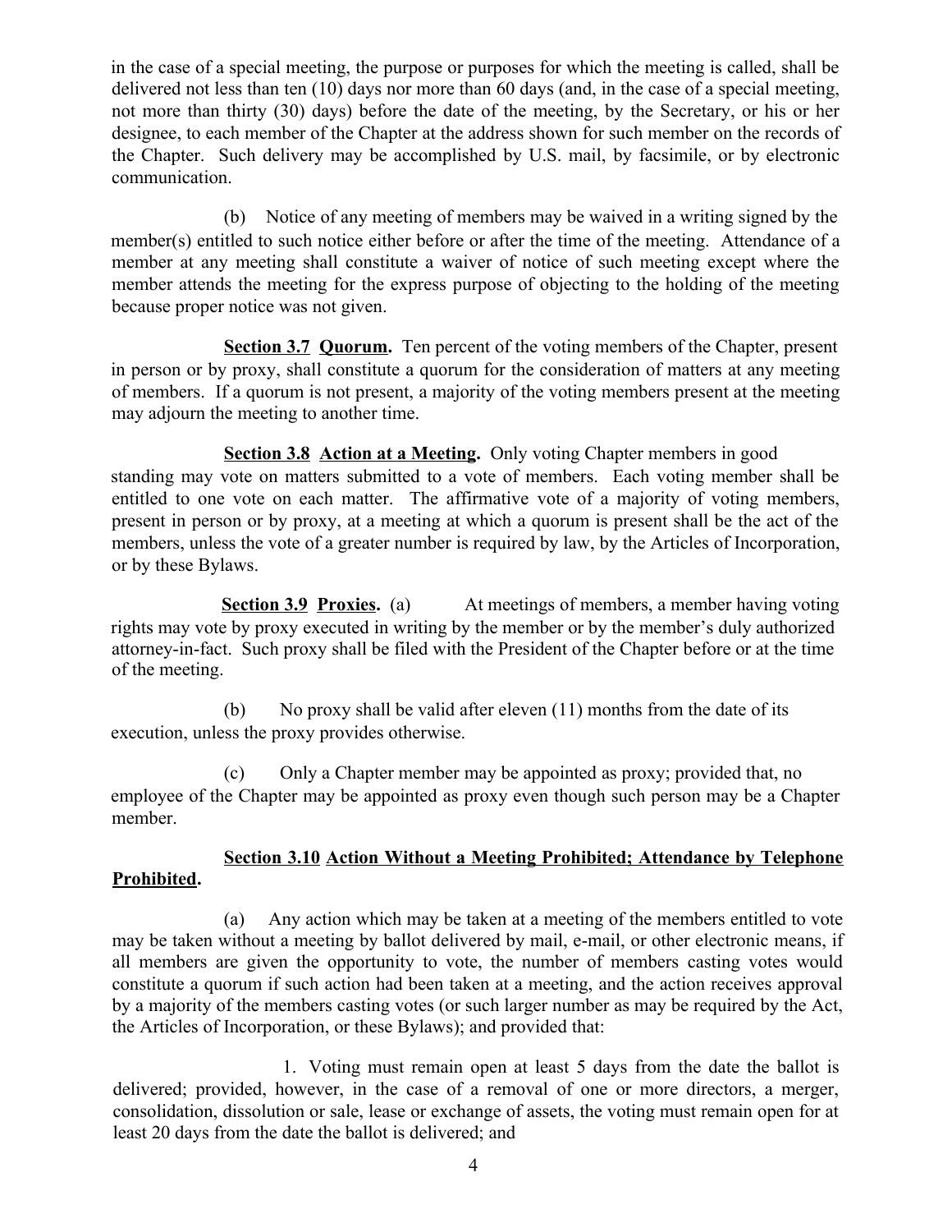in the case of a special meeting, the purpose or purposes for which the meeting is called, shall be delivered not less than ten (10) days nor more than 60 days (and, in the case of a special meeting, not more than thirty (30) days) before the date of the meeting, by the Secretary, or his or her designee, to each member of the Chapter at the address shown for such member on the records of the Chapter. Such delivery may be accomplished by U.S. mail, by facsimile, or by electronic communication.

(b) Notice of any meeting of members may be waived in a writing signed by the member(s) entitled to such notice either before or after the time of the meeting. Attendance of a member at any meeting shall constitute a waiver of notice of such meeting except where the member attends the meeting for the express purpose of objecting to the holding of the meeting because proper notice was not given.

**Section 3.7 Quorum.** Ten percent of the voting members of the Chapter, present in person or by proxy, shall constitute a quorum for the consideration of matters at any meeting of members. If a quorum is not present, a majority of the voting members present at the meeting may adjourn the meeting to another time.

**Section 3.8 Action at a Meeting.** Only voting Chapter members in good standing may vote on matters submitted to a vote of members. Each voting member shall be entitled to one vote on each matter. The affirmative vote of a majority of voting members, present in person or by proxy, at a meeting at which a quorum is present shall be the act of the members, unless the vote of a greater number is required by law, by the Articles of Incorporation, or by these Bylaws.

**Section 3.9 Proxies.** (a) At meetings of members, a member having voting rights may vote by proxy executed in writing by the member or by the member's duly authorized attorney-in-fact. Such proxy shall be filed with the President of the Chapter before or at the time of the meeting.

(b) No proxy shall be valid after eleven (11) months from the date of its execution, unless the proxy provides otherwise.

(c) Only a Chapter member may be appointed as proxy; provided that, no employee of the Chapter may be appointed as proxy even though such person may be a Chapter member.

**Section 3.10 Action Without a Meeting Prohibited; Attendance by Telephone Prohibited.**

(a) Any action which may be taken at a meeting of the members entitled to vote may be taken without a meeting by ballot delivered by mail, e-mail, or other electronic means, if all members are given the opportunity to vote, the number of members casting votes would constitute a quorum if such action had been taken at a meeting, and the action receives approval by a majority of the members casting votes (or such larger number as may be required by the Act, the Articles of Incorporation, or these Bylaws); and provided that:

1. Voting must remain open at least 5 days from the date the ballot is delivered; provided, however, in the case of a removal of one or more directors, a merger, consolidation, dissolution or sale, lease or exchange of assets, the voting must remain open for at least 20 days from the date the ballot is delivered; and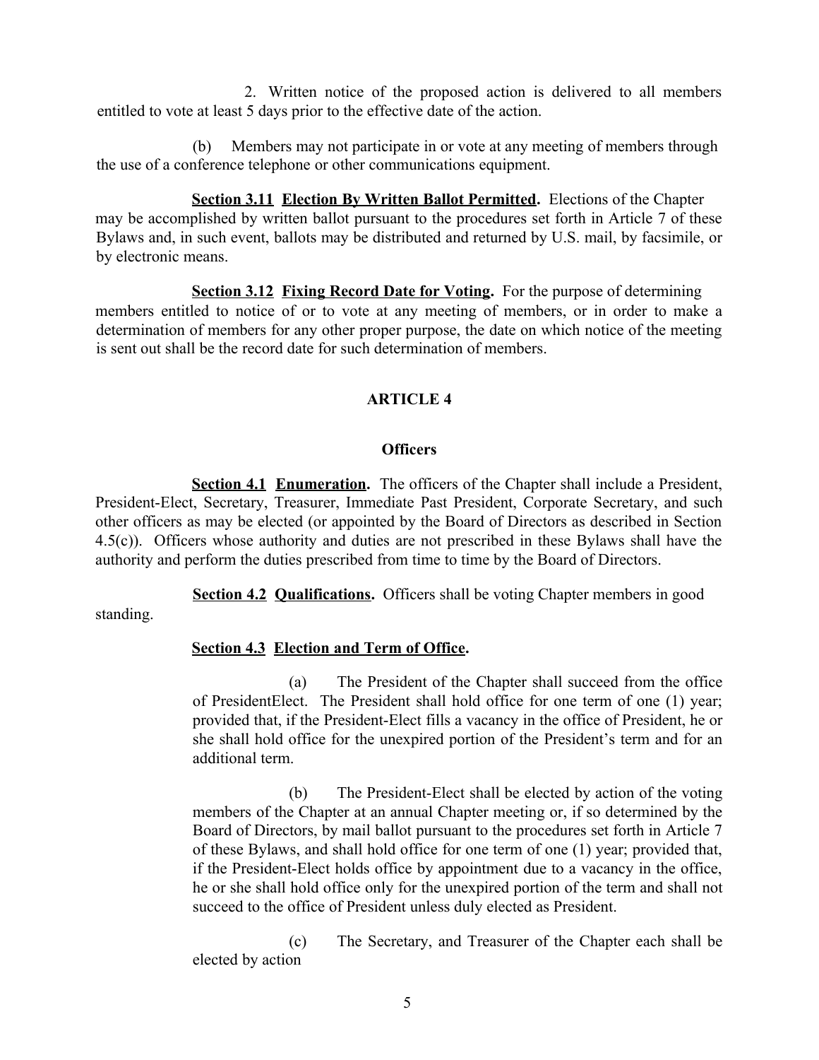2. Written notice of the proposed action is delivered to all members entitled to vote at least 5 days prior to the effective date of the action.

(b) Members may not participate in or vote at any meeting of members through the use of a conference telephone or other communications equipment.

**Section 3.11 Election By Written Ballot Permitted.** Elections of the Chapter may be accomplished by written ballot pursuant to the procedures set forth in Article 7 of these Bylaws and, in such event, ballots may be distributed and returned by U.S. mail, by facsimile, or by electronic means.

**Section 3.12 Fixing Record Date for Voting.** For the purpose of determining members entitled to notice of or to vote at any meeting of members, or in order to make a determination of members for any other proper purpose, the date on which notice of the meeting is sent out shall be the record date for such determination of members.

## ARTICLE 4

## Officers

**Section 4.1 Enumeration.** The officers of the Chapter shall include a President, President-Elect, Secretary, Treasurer, Immediate Past President, Corporate Secretary, and such other officers as may be elected (or appointed by the Board of Directors as described in Section 4.5(c)). Officers whose authority and duties are not prescribed in these Bylaws shall have the authority and perform the duties prescribed from time to time by the Board of Directors.

**Section 4.2 Qualifications.** Officers shall be voting Chapter members in good standing.

**Section 4.3 Election and Term of Office.**

(a) The President of the Chapter shall succeed from the office of PresidentElect. The President shall hold office for one term of one (1) year; provided that, if the President-Elect fills a vacancy in the office of President, he or she shall hold office for the unexpired portion of the President's term and for an additional term.

(b) The President-Elect shall be elected by action of the voting members of the Chapter at an annual Chapter meeting or, if so determined by the Board of Directors, by mail ballot pursuant to the procedures set forth in Article 7 of these Bylaws, and shall hold office for one term of one (1) year; provided that, if the President-Elect holds office by appointment due to a vacancy in the office, he or she shall hold office only for the unexpired portion of the term and shall not succeed to the office of President unless duly elected as President.

(c) The Secretary, and Treasurer of the Chapter each shall be elected by action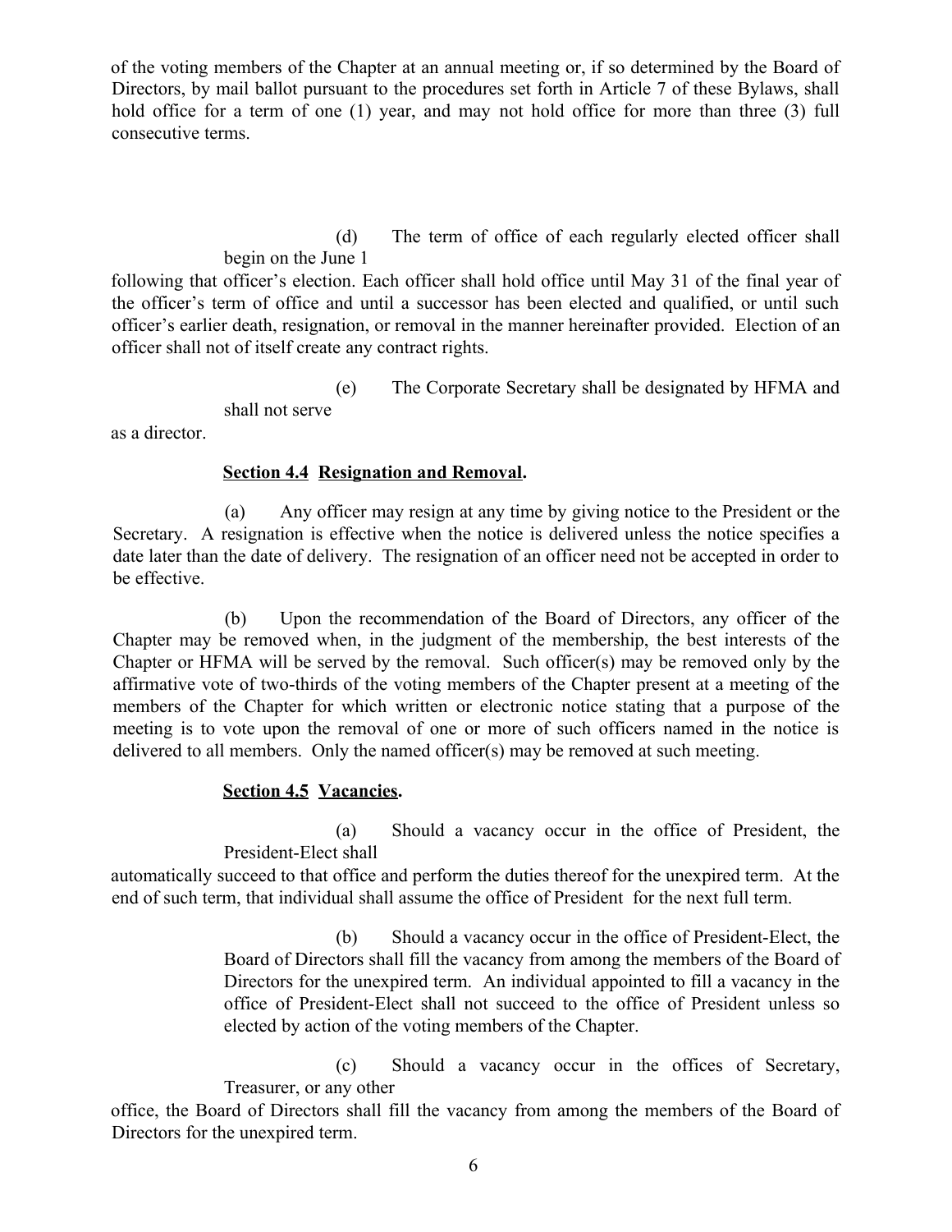of the voting members of the Chapter at an annual meeting or, if so determined by the Board of Directors, by mail ballot pursuant to the procedures set forth in Article 7 of these Bylaws, shall hold office for a term of one (1) year, and may not hold office for more than three (3) full consecutive terms.

(d) The term of office of each regularly elected officer shall begin on the June 1 following that officer's election. Each officer shall hold office until May 31 of the final year of the officer's term of office and until a successor has been elected and qualified, or until such officer's earlier death, resignation, or removal in the manner hereinafter provided. Election of an officer shall not of itself create any contract rights.

(e) The Corporate Secretary shall be designated by HFMA and shall not serve as a director.

**Section 4.4 Resignation and Removal.**

(a) Any officer may resign at any time by giving notice to the President or the Secretary. A resignation is effective when the notice is delivered unless the notice specifies a date later than the date of delivery. The resignation of an officer need not be accepted in order to be effective.

(b) Upon the recommendation of the Board of Directors, any officer of the Chapter may be removed when, in the judgment of the membership, the best interests of the Chapter or HFMA will be served by the removal. Such officer(s) may be removed only by the affirmative vote of two-thirds of the voting members of the Chapter present at a meeting of the members of the Chapter for which written or electronic notice stating that a purpose of the meeting is to vote upon the removal of one or more of such officers named in the notice is delivered to all members. Only the named officer(s) may be removed at such meeting.

**Section 4.5 Vacancies.**

(a) Should a vacancy occur in the office of President, the President-Elect shall automatically succeed to that office and perform the duties thereof for the unexpired term. At the end of such term, that individual shall assume the office of President for the next full term.

(b) Should a vacancy occur in the office of President-Elect, the Board of Directors shall fill the vacancy from among the members of the Board of Directors for the unexpired term. An individual appointed to fill a vacancy in the office of President-Elect shall not succeed to the office of President unless so elected by action of the voting members of the Chapter.

(c) Should a vacancy occur in the offices of Secretary, Treasurer, or any other office, the Board of Directors shall fill the vacancy from among the members of the Board of Directors for the unexpired term.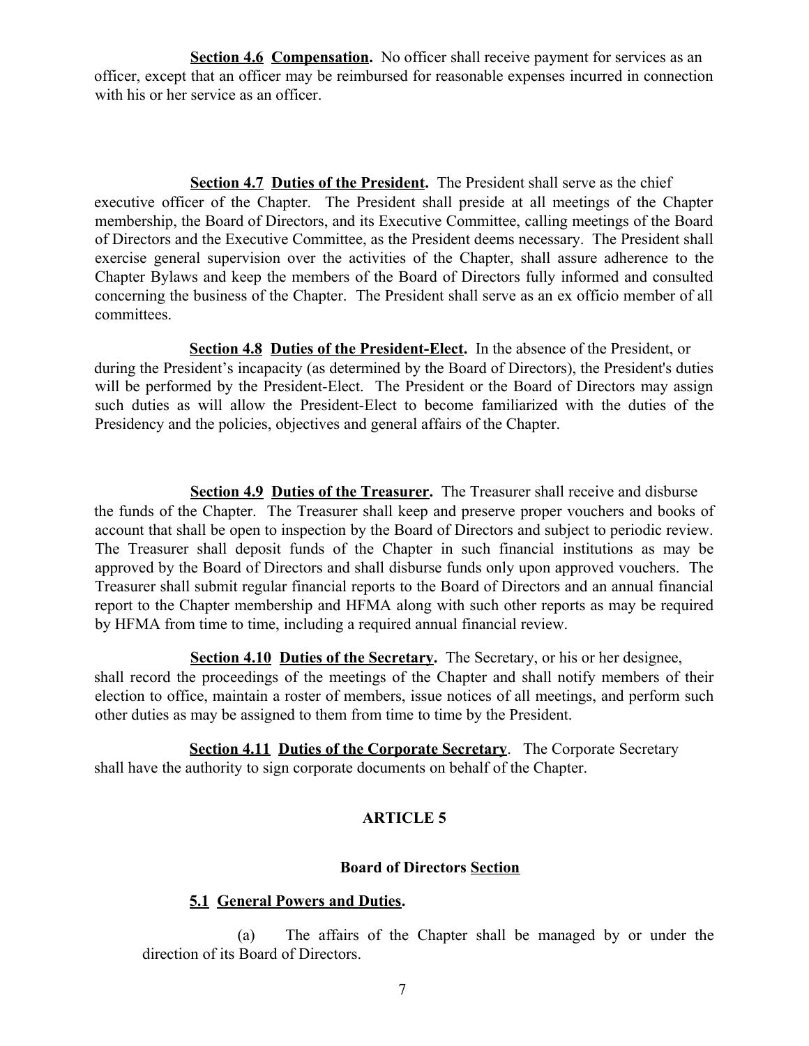**Section 4.6 Compensation.** No officer shall receive payment for services as an officer, except that an officer may be reimbursed for reasonable expenses incurred in connection with his or her service as an officer.

**Section 4.7 Duties of the President.** The President shall serve as the chief executive officer of the Chapter. The President shall preside at all meetings of the Chapter membership, the Board of Directors, and its Executive Committee, calling meetings of the Board of Directors and the Executive Committee, as the President deems necessary. The President shall exercise general supervision over the activities of the Chapter, shall assure adherence to the Chapter Bylaws and keep the members of the Board of Directors fully informed and consulted concerning the business of the Chapter. The President shall serve as an ex officio member of all committees.

**Section 4.8 Duties of the President-Elect.** In the absence of the President, or during the President's incapacity (as determined by the Board of Directors), the President's duties will be performed by the President-Elect. The President or the Board of Directors may assign such duties as will allow the President-Elect to become familiarized with the duties of the Presidency and the policies, objectives and general affairs of the Chapter.

**Section 4.9 Duties of the Treasurer.** The Treasurer shall receive and disburse the funds of the Chapter. The Treasurer shall keep and preserve proper vouchers and books of account that shall be open to inspection by the Board of Directors and subject to periodic review. The Treasurer shall deposit funds of the Chapter in such financial institutions as may be approved by the Board of Directors and shall disburse funds only upon approved vouchers. The Treasurer shall submit regular financial reports to the Board of Directors and an annual financial report to the Chapter membership and HFMA along with such other reports as may be required by HFMA from time to time, including a required annual financial review.

**Section 4.10 Duties of the Secretary.** The Secretary, or his or her designee, shall record the proceedings of the meetings of the Chapter and shall notify members of their election to office, maintain a roster of members, issue notices of all meetings, and perform such other duties as may be assigned to them from time to time by the President.

**Section 4.11 Duties of the Corporate Secretary**. The Corporate Secretary shall have the authority to sign corporate documents on behalf of the Chapter.

## ARTICLE 5

### Board of Directors Section

**5.1 General Powers and Duties.**

(a) The affairs of the Chapter shall be managed by or under the direction of its Board of Directors.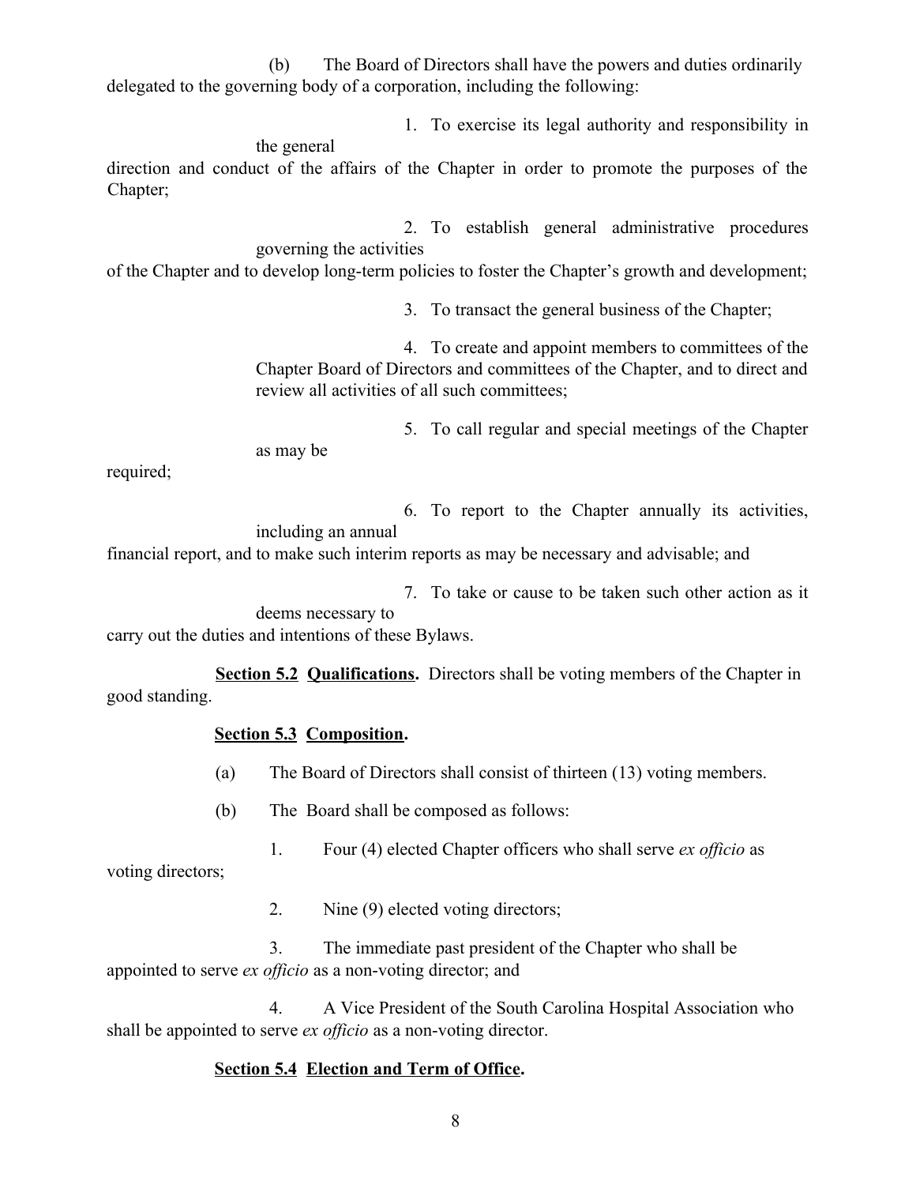(b) The Board of Directors shall have the powers and duties ordinarily delegated to the governing body of a corporation, including the following:

1. To exercise its legal authority and responsibility in the general direction and conduct of the affairs of the Chapter in order to promote the purposes of the Chapter;

2. To establish general administrative procedures governing the activities of the Chapter and to develop long-term policies to foster the Chapter's growth and development;

3. To transact the general business of the Chapter;

4. To create and appoint members to committees of the Chapter Board of Directors and committees of the Chapter, and to direct and review all activities of all such committees;

5. To call regular and special meetings of the Chapter as may be required;

6. To report to the Chapter annually its activities, including an annual financial report, and to make such interim reports as may be necessary and advisable; and

7. To take or cause to be taken such other action as it deems necessary to carry out the duties and intentions of these Bylaws.

**<u>Section 5.2</u> <u>Qualifications</u>.** Directors shall be voting members of the Chapter in good standing.

**<u>Section 5.3</u> <u>Composition</u>.**

(a) The Board of Directors shall consist of thirteen (13) voting members.

(b) The Board shall be composed as follows:

1. Four (4) elected Chapter officers who shall serve *ex officio* as voting directors;

2. Nine (9) elected voting directors;

3. The immediate past president of the Chapter who shall be appointed to serve *ex officio* as a non-voting director; and

4. A Vice President of the South Carolina Hospital Association who shall be appointed to serve *ex officio* as a non-voting director.

**<u>Section 5.4</u> <u>Election and Term of Office</u>.**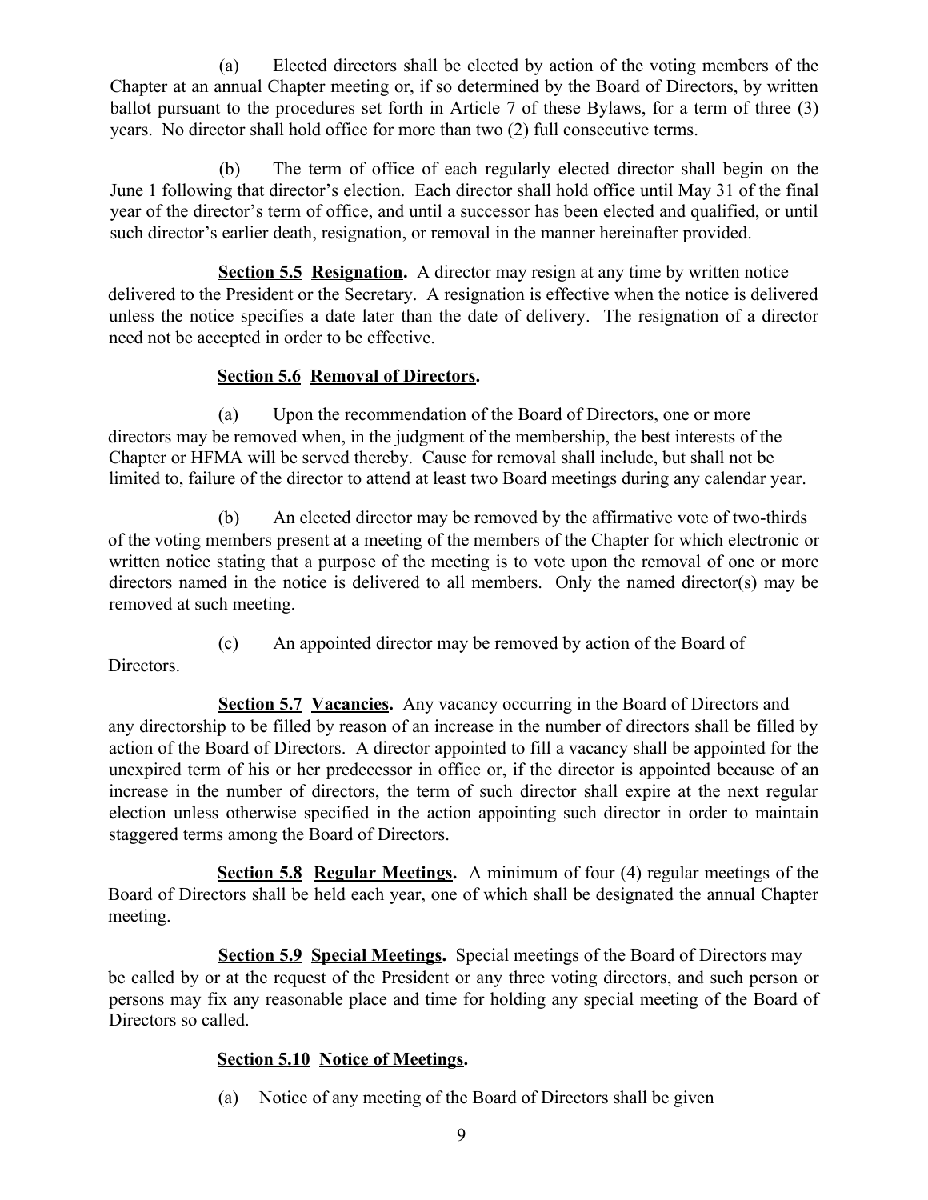(a) Elected directors shall be elected by action of the voting members of the Chapter at an annual Chapter meeting or, if so determined by the Board of Directors, by written ballot pursuant to the procedures set forth in Article 7 of these Bylaws, for a term of three (3) years. No director shall hold office for more than two (2) full consecutive terms.

(b) The term of office of each regularly elected director shall begin on the June 1 following that director's election. Each director shall hold office until May 31 of the final year of the director's term of office, and until a successor has been elected and qualified, or until such director's earlier death, resignation, or removal in the manner hereinafter provided.

**Section 5.5 Resignation.** A director may resign at any time by written notice delivered to the President or the Secretary. A resignation is effective when the notice is delivered unless the notice specifies a date later than the date of delivery. The resignation of a director need not be accepted in order to be effective.

**Section 5.6 Removal of Directors.**

(a) Upon the recommendation of the Board of Directors, one or more directors may be removed when, in the judgment of the membership, the best interests of the Chapter or HFMA will be served thereby. Cause for removal shall include, but shall not be limited to, failure of the director to attend at least two Board meetings during any calendar year.

(b) An elected director may be removed by the affirmative vote of two-thirds of the voting members present at a meeting of the members of the Chapter for which electronic or written notice stating that a purpose of the meeting is to vote upon the removal of one or more directors named in the notice is delivered to all members. Only the named director(s) may be removed at such meeting.

(c) An appointed director may be removed by action of the Board of Directors.

**Section 5.7 Vacancies.** Any vacancy occurring in the Board of Directors and any directorship to be filled by reason of an increase in the number of directors shall be filled by action of the Board of Directors. A director appointed to fill a vacancy shall be appointed for the unexpired term of his or her predecessor in office or, if the director is appointed because of an increase in the number of directors, the term of such director shall expire at the next regular election unless otherwise specified in the action appointing such director in order to maintain staggered terms among the Board of Directors.

**Section 5.8 Regular Meetings.** A minimum of four (4) regular meetings of the Board of Directors shall be held each year, one of which shall be designated the annual Chapter meeting.

**Section 5.9 Special Meetings.** Special meetings of the Board of Directors may be called by or at the request of the President or any three voting directors, and such person or persons may fix any reasonable place and time for holding any special meeting of the Board of Directors so called.

**Section 5.10 Notice of Meetings.**

(a) Notice of any meeting of the Board of Directors shall be given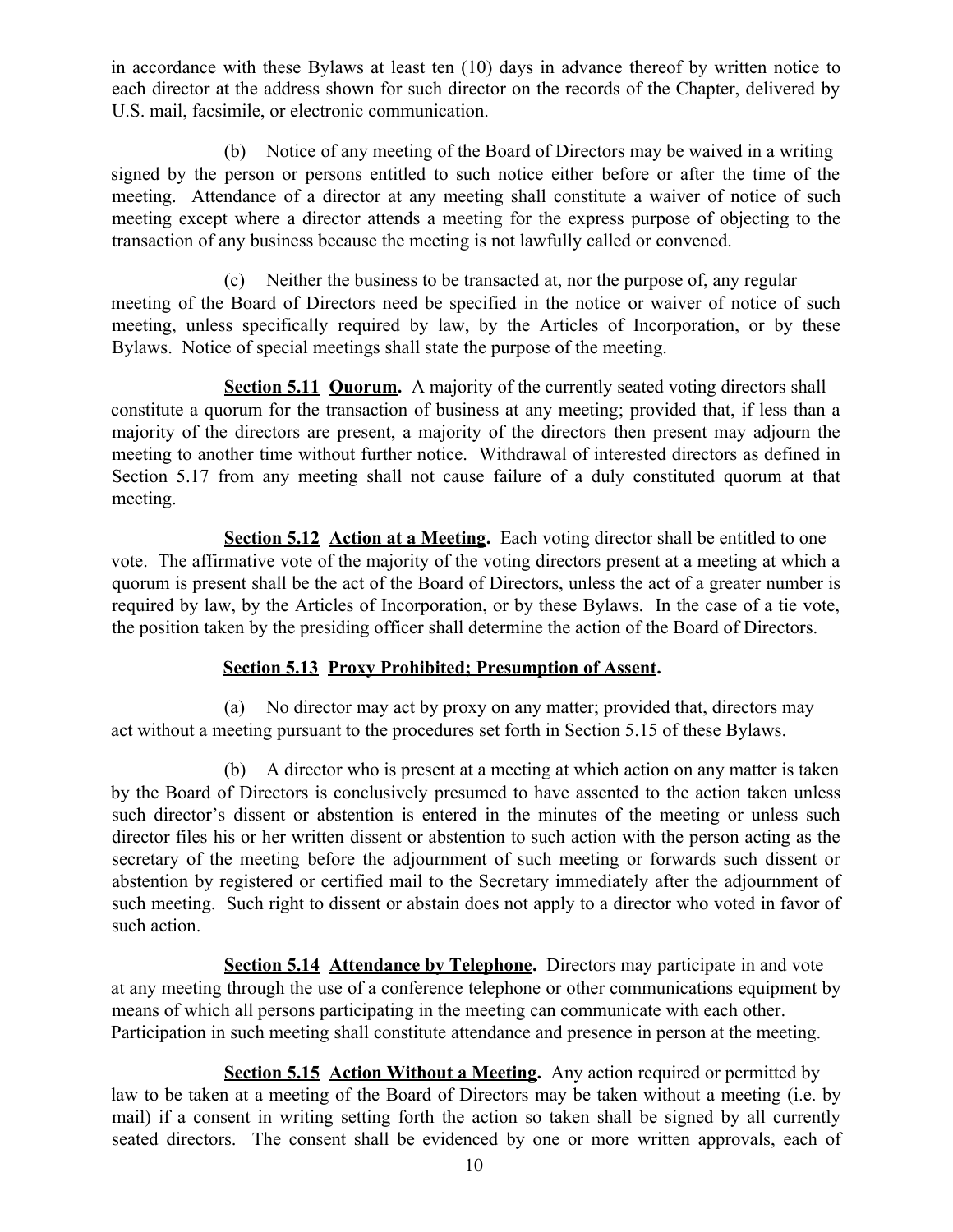in accordance with these Bylaws at least ten (10) days in advance thereof by written notice to each director at the address shown for such director on the records of the Chapter, delivered by U.S. mail, facsimile, or electronic communication.

(b) Notice of any meeting of the Board of Directors may be waived in a writing signed by the person or persons entitled to such notice either before or after the time of the meeting. Attendance of a director at any meeting shall constitute a waiver of notice of such meeting except where a director attends a meeting for the express purpose of objecting to the transaction of any business because the meeting is not lawfully called or convened.

(c) Neither the business to be transacted at, nor the purpose of, any regular meeting of the Board of Directors need be specified in the notice or waiver of notice of such meeting, unless specifically required by law, by the Articles of Incorporation, or by these Bylaws. Notice of special meetings shall state the purpose of the meeting.

**Section 5.11 Quorum.** A majority of the currently seated voting directors shall constitute a quorum for the transaction of business at any meeting; provided that, if less than a majority of the directors are present, a majority of the directors then present may adjourn the meeting to another time without further notice. Withdrawal of interested directors as defined in Section 5.17 from any meeting shall not cause failure of a duly constituted quorum at that meeting.

**Section 5.12 Action at a Meeting.** Each voting director shall be entitled to one vote. The affirmative vote of the majority of the voting directors present at a meeting at which a quorum is present shall be the act of the Board of Directors, unless the act of a greater number is required by law, by the Articles of Incorporation, or by these Bylaws. In the case of a tie vote, the position taken by the presiding officer shall determine the action of the Board of Directors.

**Section 5.13 Proxy Prohibited; Presumption of Assent.**

(a) No director may act by proxy on any matter; provided that, directors may act without a meeting pursuant to the procedures set forth in Section 5.15 of these Bylaws.

(b) A director who is present at a meeting at which action on any matter is taken by the Board of Directors is conclusively presumed to have assented to the action taken unless such director's dissent or abstention is entered in the minutes of the meeting or unless such director files his or her written dissent or abstention to such action with the person acting as the secretary of the meeting before the adjournment of such meeting or forwards such dissent or abstention by registered or certified mail to the Secretary immediately after the adjournment of such meeting. Such right to dissent or abstain does not apply to a director who voted in favor of such action.

**Section 5.14 Attendance by Telephone.** Directors may participate in and vote at any meeting through the use of a conference telephone or other communications equipment by means of which all persons participating in the meeting can communicate with each other. Participation in such meeting shall constitute attendance and presence in person at the meeting.

**Section 5.15 Action Without a Meeting.** Any action required or permitted by law to be taken at a meeting of the Board of Directors may be taken without a meeting (i.e. by mail) if a consent in writing setting forth the action so taken shall be signed by all currently seated directors. The consent shall be evidenced by one or more written approvals, each of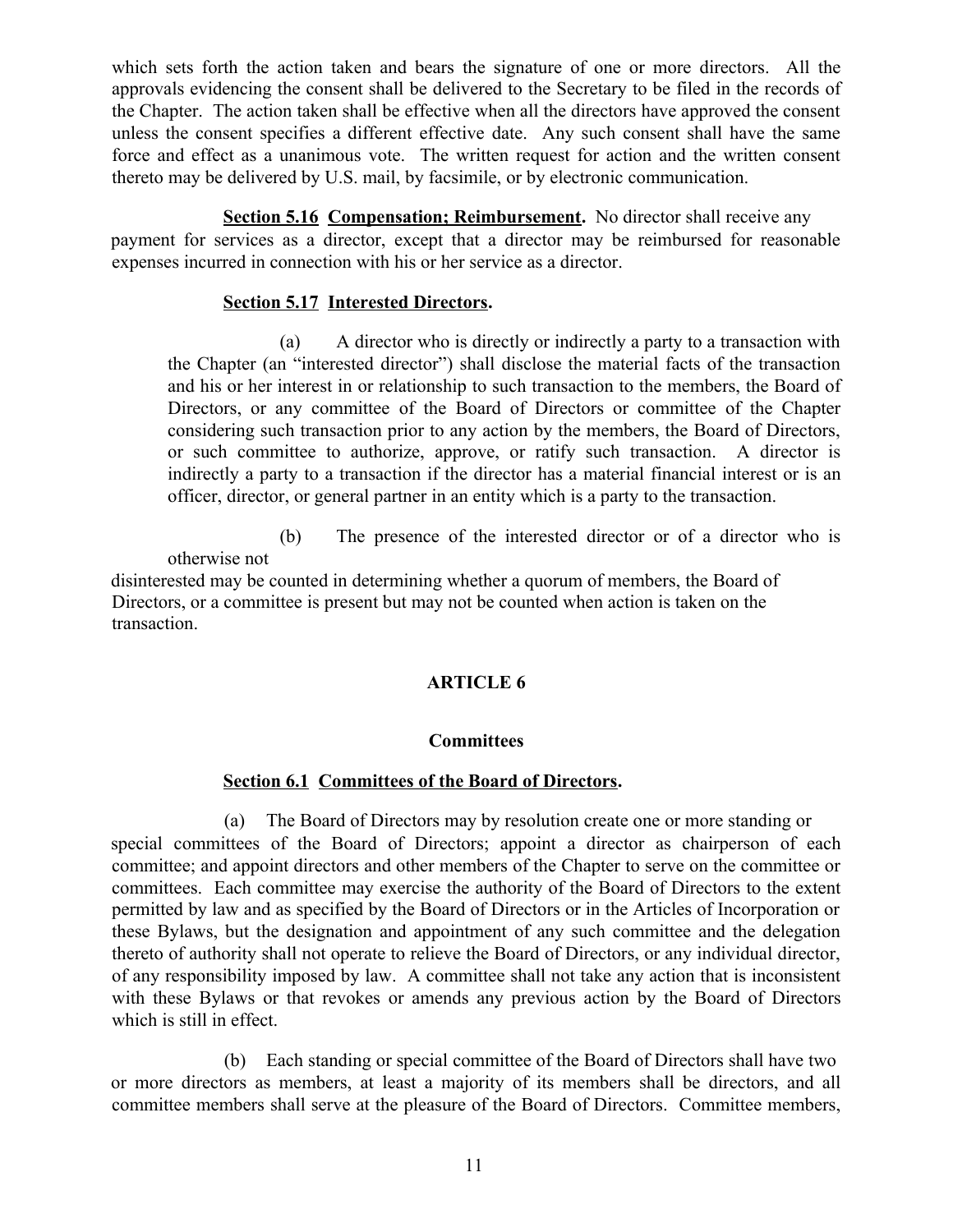which sets forth the action taken and bears the signature of one or more directors. All the approvals evidencing the consent shall be delivered to the Secretary to be filed in the records of the Chapter. The action taken shall be effective when all the directors have approved the consent unless the consent specifies a different effective date. Any such consent shall have the same force and effect as a unanimous vote. The written request for action and the written consent thereto may be delivered by U.S. mail, by facsimile, or by electronic communication.

**Section 5.16 Compensation; Reimbursement.** No director shall receive any payment for services as a director, except that a director may be reimbursed for reasonable expenses incurred in connection with his or her service as a director.

**Section 5.17 Interested Directors.**

(a) A director who is directly or indirectly a party to a transaction with the Chapter (an "interested director") shall disclose the material facts of the transaction and his or her interest in or relationship to such transaction to the members, the Board of Directors, or any committee of the Board of Directors or committee of the Chapter considering such transaction prior to any action by the members, the Board of Directors, or such committee to authorize, approve, or ratify such transaction. A director is indirectly a party to a transaction if the director has a material financial interest or is an officer, director, or general partner in an entity which is a party to the transaction.

(b) The presence of the interested director or of a director who is otherwise not disinterested may be counted in determining whether a quorum of members, the Board of Directors, or a committee is present but may not be counted when action is taken on the transaction.

## ARTICLE 6

## Committees

**Section 6.1 Committees of the Board of Directors.**

(a) The Board of Directors may by resolution create one or more standing or special committees of the Board of Directors; appoint a director as chairperson of each committee; and appoint directors and other members of the Chapter to serve on the committee or committees. Each committee may exercise the authority of the Board of Directors to the extent permitted by law and as specified by the Board of Directors or in the Articles of Incorporation or these Bylaws, but the designation and appointment of any such committee and the delegation thereto of authority shall not operate to relieve the Board of Directors, or any individual director, of any responsibility imposed by law. A committee shall not take any action that is inconsistent with these Bylaws or that revokes or amends any previous action by the Board of Directors which is still in effect.

(b) Each standing or special committee of the Board of Directors shall have two or more directors as members, at least a majority of its members shall be directors, and all committee members shall serve at the pleasure of the Board of Directors. Committee members,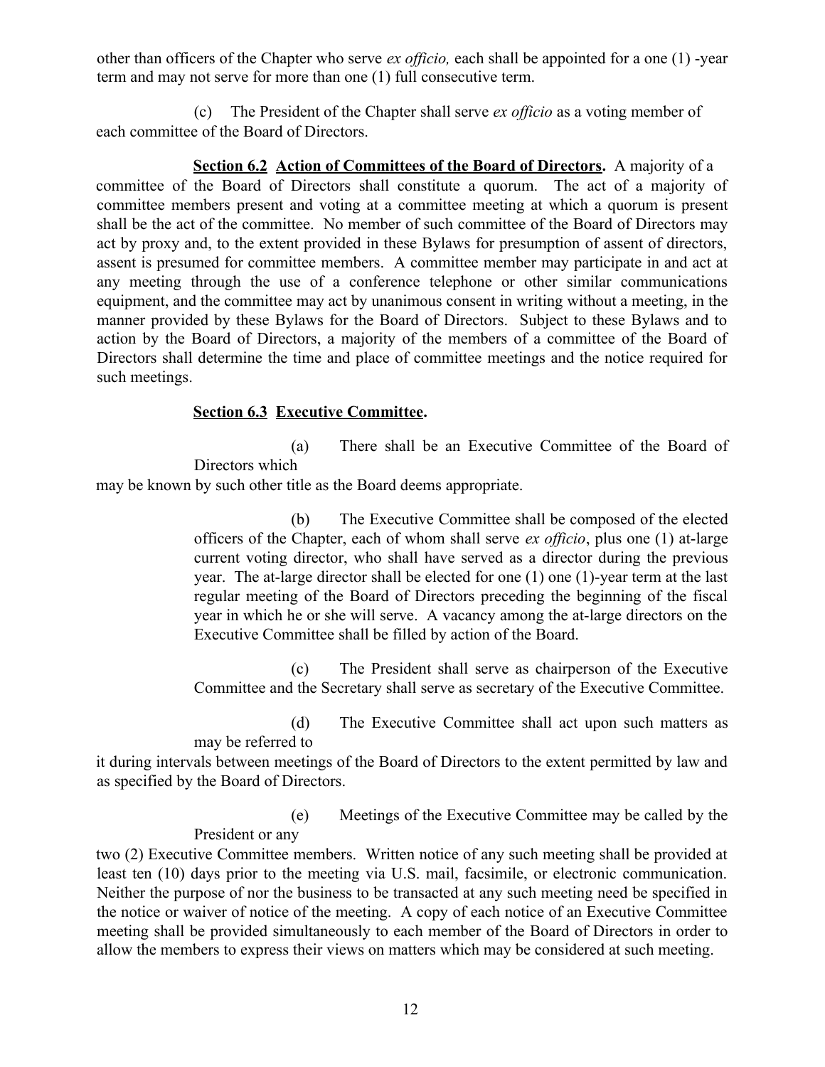other than officers of the Chapter who serve *ex officio,* each shall be appointed for a one (1) -year term and may not serve for more than one (1) full consecutive term.

(c) The President of the Chapter shall serve *ex officio* as a voting member of each committee of the Board of Directors.

**Section 6.2 Action of Committees of the Board of Directors.** A majority of a committee of the Board of Directors shall constitute a quorum. The act of a majority of committee members present and voting at a committee meeting at which a quorum is present shall be the act of the committee. No member of such committee of the Board of Directors may act by proxy and, to the extent provided in these Bylaws for presumption of assent of directors, assent is presumed for committee members. A committee member may participate in and act at any meeting through the use of a conference telephone or other similar communications equipment, and the committee may act by unanimous consent in writing without a meeting, in the manner provided by these Bylaws for the Board of Directors. Subject to these Bylaws and to action by the Board of Directors, a majority of the members of a committee of the Board of Directors shall determine the time and place of committee meetings and the notice required for such meetings.

**Section 6.3 Executive Committee.**

(a) There shall be an Executive Committee of the Board of Directors which may be known by such other title as the Board deems appropriate.

(b) The Executive Committee shall be composed of the elected officers of the Chapter, each of whom shall serve *ex officio*, plus one (1) at-large current voting director, who shall have served as a director during the previous year. The at-large director shall be elected for one (1) one (1)-year term at the last regular meeting of the Board of Directors preceding the beginning of the fiscal year in which he or she will serve. A vacancy among the at-large directors on the Executive Committee shall be filled by action of the Board.

(c) The President shall serve as chairperson of the Executive Committee and the Secretary shall serve as secretary of the Executive Committee.

(d) The Executive Committee shall act upon such matters as may be referred to it during intervals between meetings of the Board of Directors to the extent permitted by law and as specified by the Board of Directors.

(e) Meetings of the Executive Committee may be called by the President or any two (2) Executive Committee members. Written notice of any such meeting shall be provided at least ten (10) days prior to the meeting via U.S. mail, facsimile, or electronic communication. Neither the purpose of nor the business to be transacted at any such meeting need be specified in the notice or waiver of notice of the meeting. A copy of each notice of an Executive Committee meeting shall be provided simultaneously to each member of the Board of Directors in order to allow the members to express their views on matters which may be considered at such meeting.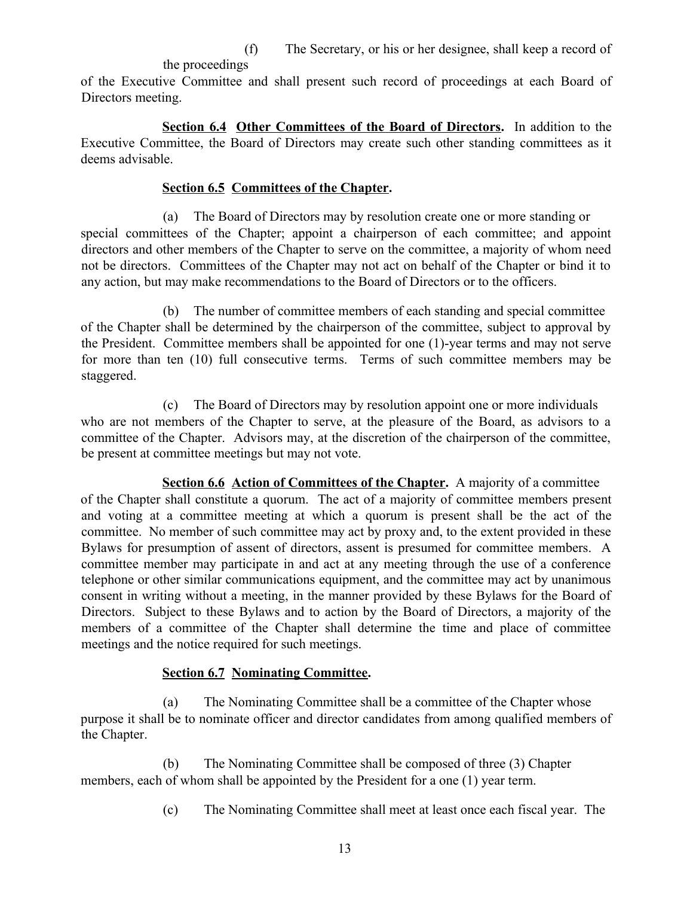(f) The Secretary, or his or her designee, shall keep a record of the proceedings of the Executive Committee and shall present such record of proceedings at each Board of Directors meeting.

**Section 6.4 Other Committees of the Board of Directors.** In addition to the Executive Committee, the Board of Directors may create such other standing committees as it deems advisable.

**Section 6.5 Committees of the Chapter.**

(a) The Board of Directors may by resolution create one or more standing or special committees of the Chapter; appoint a chairperson of each committee; and appoint directors and other members of the Chapter to serve on the committee, a majority of whom need not be directors. Committees of the Chapter may not act on behalf of the Chapter or bind it to any action, but may make recommendations to the Board of Directors or to the officers.

(b) The number of committee members of each standing and special committee of the Chapter shall be determined by the chairperson of the committee, subject to approval by the President. Committee members shall be appointed for one (1)-year terms and may not serve for more than ten (10) full consecutive terms. Terms of such committee members may be staggered.

(c) The Board of Directors may by resolution appoint one or more individuals who are not members of the Chapter to serve, at the pleasure of the Board, as advisors to a committee of the Chapter. Advisors may, at the discretion of the chairperson of the committee, be present at committee meetings but may not vote.

**Section 6.6 Action of Committees of the Chapter.** A majority of a committee of the Chapter shall constitute a quorum. The act of a majority of committee members present and voting at a committee meeting at which a quorum is present shall be the act of the committee. No member of such committee may act by proxy and, to the extent provided in these Bylaws for presumption of assent of directors, assent is presumed for committee members. A committee member may participate in and act at any meeting through the use of a conference telephone or other similar communications equipment, and the committee may act by unanimous consent in writing without a meeting, in the manner provided by these Bylaws for the Board of Directors. Subject to these Bylaws and to action by the Board of Directors, a majority of the members of a committee of the Chapter shall determine the time and place of committee meetings and the notice required for such meetings.

**Section 6.7 Nominating Committee.**

(a) The Nominating Committee shall be a committee of the Chapter whose purpose it shall be to nominate officer and director candidates from among qualified members of the Chapter.

(b) The Nominating Committee shall be composed of three (3) Chapter members, each of whom shall be appointed by the President for a one (1) year term.

(c) The Nominating Committee shall meet at least once each fiscal year. The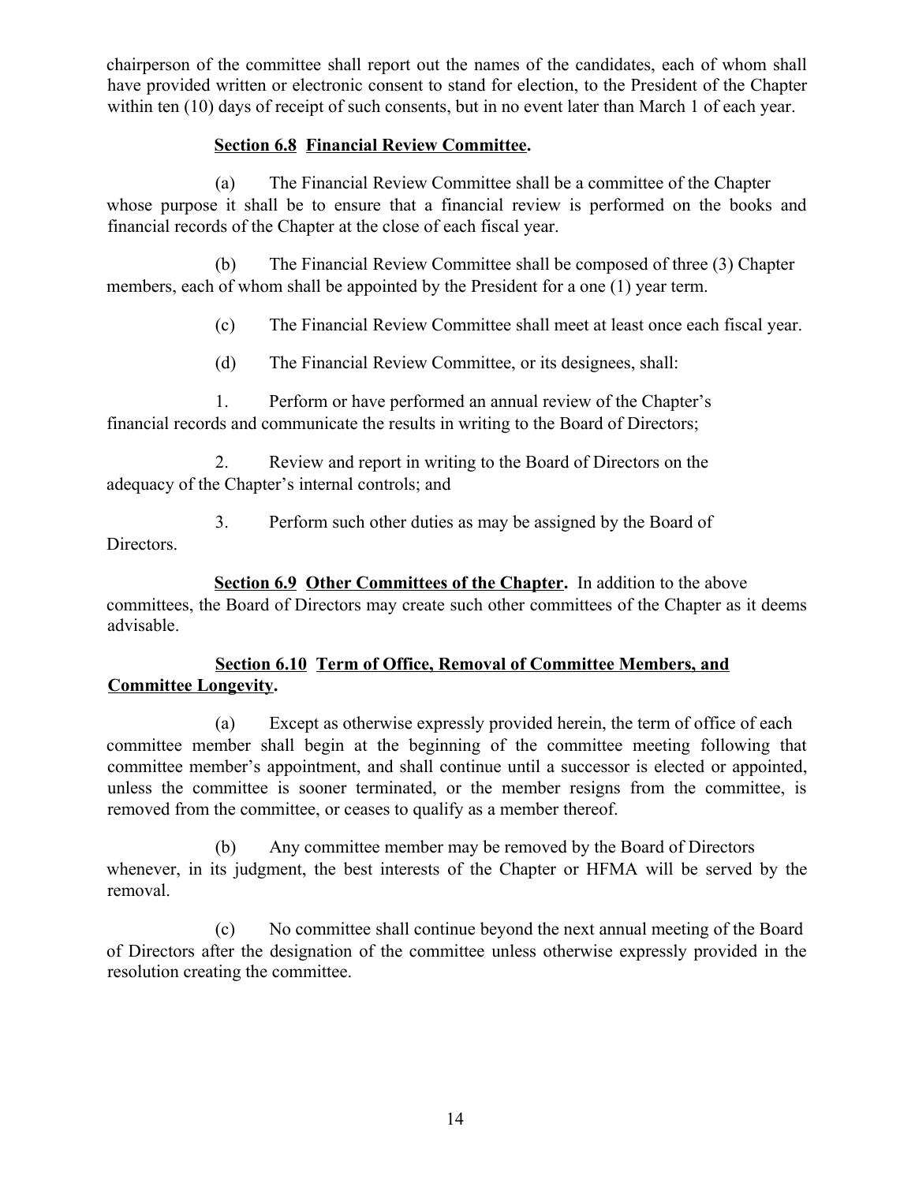chairperson of the committee shall report out the names of the candidates, each of whom shall have provided written or electronic consent to stand for election, to the President of the Chapter within ten (10) days of receipt of such consents, but in no event later than March 1 of each year.

**Section 6.8 Financial Review Committee.**

(a) The Financial Review Committee shall be a committee of the Chapter whose purpose it shall be to ensure that a financial review is performed on the books and financial records of the Chapter at the close of each fiscal year.

(b) The Financial Review Committee shall be composed of three (3) Chapter members, each of whom shall be appointed by the President for a one (1) year term.

(c) The Financial Review Committee shall meet at least once each fiscal year.

(d) The Financial Review Committee, or its designees, shall:

1. Perform or have performed an annual review of the Chapter's financial records and communicate the results in writing to the Board of Directors;

2. Review and report in writing to the Board of Directors on the adequacy of the Chapter's internal controls; and

3. Perform such other duties as may be assigned by the Board of Directors.

**Section 6.9 Other Committees of the Chapter.** In addition to the above committees, the Board of Directors may create such other committees of the Chapter as it deems advisable.

**Section 6.10 Term of Office, Removal of Committee Members, and Committee Longevity.**

(a) Except as otherwise expressly provided herein, the term of office of each committee member shall begin at the beginning of the committee meeting following that committee member's appointment, and shall continue until a successor is elected or appointed, unless the committee is sooner terminated, or the member resigns from the committee, is removed from the committee, or ceases to qualify as a member thereof.

(b) Any committee member may be removed by the Board of Directors whenever, in its judgment, the best interests of the Chapter or HFMA will be served by the removal.

(c) No committee shall continue beyond the next annual meeting of the Board of Directors after the designation of the committee unless otherwise expressly provided in the resolution creating the committee.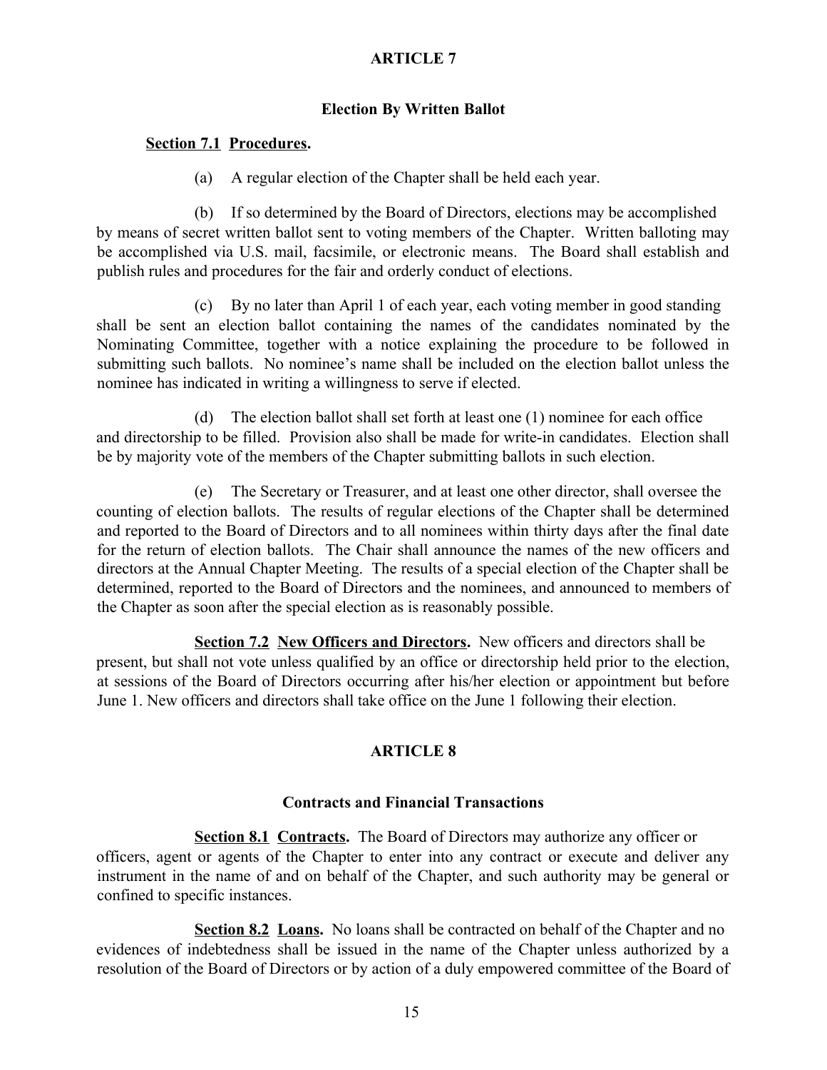## ARTICLE 7

### Election By Written Ballot

**Section 7.1 Procedures.**

(a) A regular election of the Chapter shall be held each year.

(b) If so determined by the Board of Directors, elections may be accomplished by means of secret written ballot sent to voting members of the Chapter. Written balloting may be accomplished via U.S. mail, facsimile, or electronic means. The Board shall establish and publish rules and procedures for the fair and orderly conduct of elections.

(c) By no later than April 1 of each year, each voting member in good standing shall be sent an election ballot containing the names of the candidates nominated by the Nominating Committee, together with a notice explaining the procedure to be followed in submitting such ballots. No nominee's name shall be included on the election ballot unless the nominee has indicated in writing a willingness to serve if elected.

(d) The election ballot shall set forth at least one (1) nominee for each office and directorship to be filled. Provision also shall be made for write-in candidates. Election shall be by majority vote of the members of the Chapter submitting ballots in such election.

(e) The Secretary or Treasurer, and at least one other director, shall oversee the counting of election ballots. The results of regular elections of the Chapter shall be determined and reported to the Board of Directors and to all nominees within thirty days after the final date for the return of election ballots. The Chair shall announce the names of the new officers and directors at the Annual Chapter Meeting. The results of a special election of the Chapter shall be determined, reported to the Board of Directors and the nominees, and announced to members of the Chapter as soon after the special election as is reasonably possible.

**Section 7.2 New Officers and Directors.** New officers and directors shall be present, but shall not vote unless qualified by an office or directorship held prior to the election, at sessions of the Board of Directors occurring after his/her election or appointment but before June 1. New officers and directors shall take office on the June 1 following their election.

## ARTICLE 8

### Contracts and Financial Transactions

**Section 8.1 Contracts.** The Board of Directors may authorize any officer or officers, agent or agents of the Chapter to enter into any contract or execute and deliver any instrument in the name of and on behalf of the Chapter, and such authority may be general or confined to specific instances.

**Section 8.2 Loans.** No loans shall be contracted on behalf of the Chapter and no evidences of indebtedness shall be issued in the name of the Chapter unless authorized by a resolution of the Board of Directors or by action of a duly empowered committee of the Board of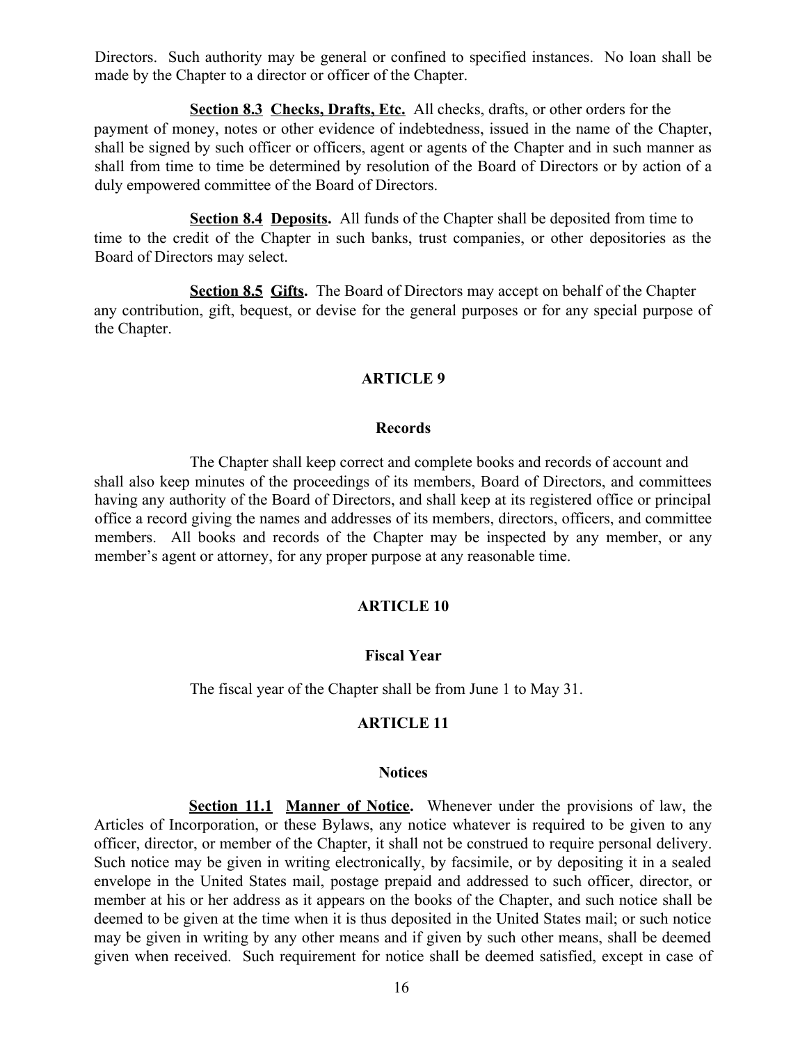Directors. Such authority may be general or confined to specified instances. No loan shall be made by the Chapter to a director or officer of the Chapter.

**Section 8.3 Checks, Drafts, Etc.** All checks, drafts, or other orders for the payment of money, notes or other evidence of indebtedness, issued in the name of the Chapter, shall be signed by such officer or officers, agent or agents of the Chapter and in such manner as shall from time to time be determined by resolution of the Board of Directors or by action of a duly empowered committee of the Board of Directors.

**Section 8.4 Deposits.** All funds of the Chapter shall be deposited from time to time to the credit of the Chapter in such banks, trust companies, or other depositories as the Board of Directors may select.

**Section 8.5 Gifts.** The Board of Directors may accept on behalf of the Chapter any contribution, gift, bequest, or devise for the general purposes or for any special purpose of the Chapter.

## ARTICLE 9

### Records

The Chapter shall keep correct and complete books and records of account and shall also keep minutes of the proceedings of its members, Board of Directors, and committees having any authority of the Board of Directors, and shall keep at its registered office or principal office a record giving the names and addresses of its members, directors, officers, and committee members. All books and records of the Chapter may be inspected by any member, or any member's agent or attorney, for any proper purpose at any reasonable time.

## ARTICLE 10

### Fiscal Year

The fiscal year of the Chapter shall be from June 1 to May 31.

## ARTICLE 11

### Notices

**Section 11.1 Manner of Notice.** Whenever under the provisions of law, the Articles of Incorporation, or these Bylaws, any notice whatever is required to be given to any officer, director, or member of the Chapter, it shall not be construed to require personal delivery. Such notice may be given in writing electronically, by facsimile, or by depositing it in a sealed envelope in the United States mail, postage prepaid and addressed to such officer, director, or member at his or her address as it appears on the books of the Chapter, and such notice shall be deemed to be given at the time when it is thus deposited in the United States mail; or such notice may be given in writing by any other means and if given by such other means, shall be deemed given when received. Such requirement for notice shall be deemed satisfied, except in case of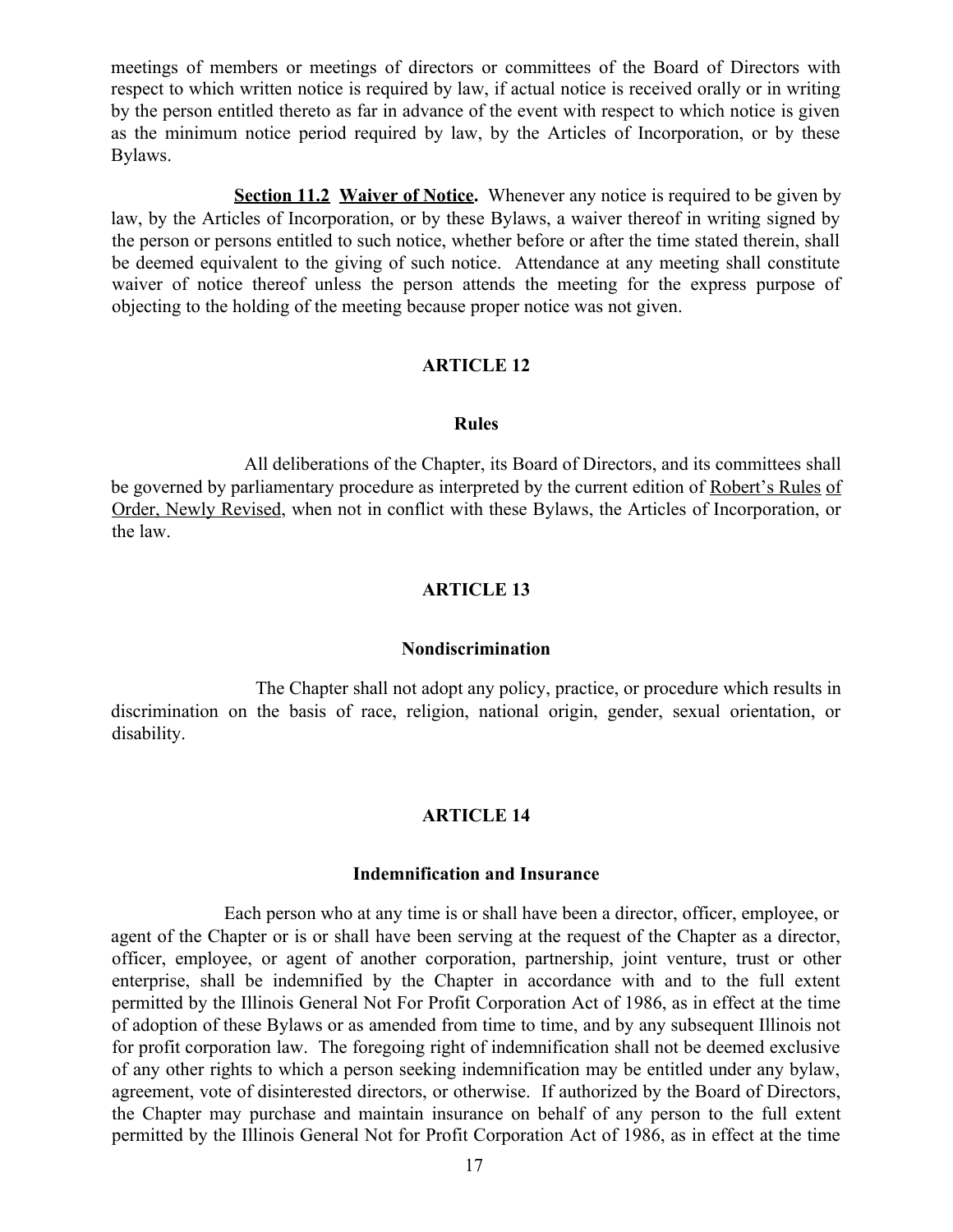meetings of members or meetings of directors or committees of the Board of Directors with respect to which written notice is required by law, if actual notice is received orally or in writing by the person entitled thereto as far in advance of the event with respect to which notice is given as the minimum notice period required by law, by the Articles of Incorporation, or by these Bylaws.

**Section 11.2 Waiver of Notice.** Whenever any notice is required to be given by law, by the Articles of Incorporation, or by these Bylaws, a waiver thereof in writing signed by the person or persons entitled to such notice, whether before or after the time stated therein, shall be deemed equivalent to the giving of such notice. Attendance at any meeting shall constitute waiver of notice thereof unless the person attends the meeting for the express purpose of objecting to the holding of the meeting because proper notice was not given.

## ARTICLE 12

### Rules

All deliberations of the Chapter, its Board of Directors, and its committees shall be governed by parliamentary procedure as interpreted by the current edition of Robert's Rules of Order, Newly Revised, when not in conflict with these Bylaws, the Articles of Incorporation, or the law.

## ARTICLE 13

### Nondiscrimination

The Chapter shall not adopt any policy, practice, or procedure which results in discrimination on the basis of race, religion, national origin, gender, sexual orientation, or disability.

## ARTICLE 14

### Indemnification and Insurance

Each person who at any time is or shall have been a director, officer, employee, or agent of the Chapter or is or shall have been serving at the request of the Chapter as a director, officer, employee, or agent of another corporation, partnership, joint venture, trust or other enterprise, shall be indemnified by the Chapter in accordance with and to the full extent permitted by the Illinois General Not For Profit Corporation Act of 1986, as in effect at the time of adoption of these Bylaws or as amended from time to time, and by any subsequent Illinois not for profit corporation law. The foregoing right of indemnification shall not be deemed exclusive of any other rights to which a person seeking indemnification may be entitled under any bylaw, agreement, vote of disinterested directors, or otherwise. If authorized by the Board of Directors, the Chapter may purchase and maintain insurance on behalf of any person to the full extent permitted by the Illinois General Not for Profit Corporation Act of 1986, as in effect at the time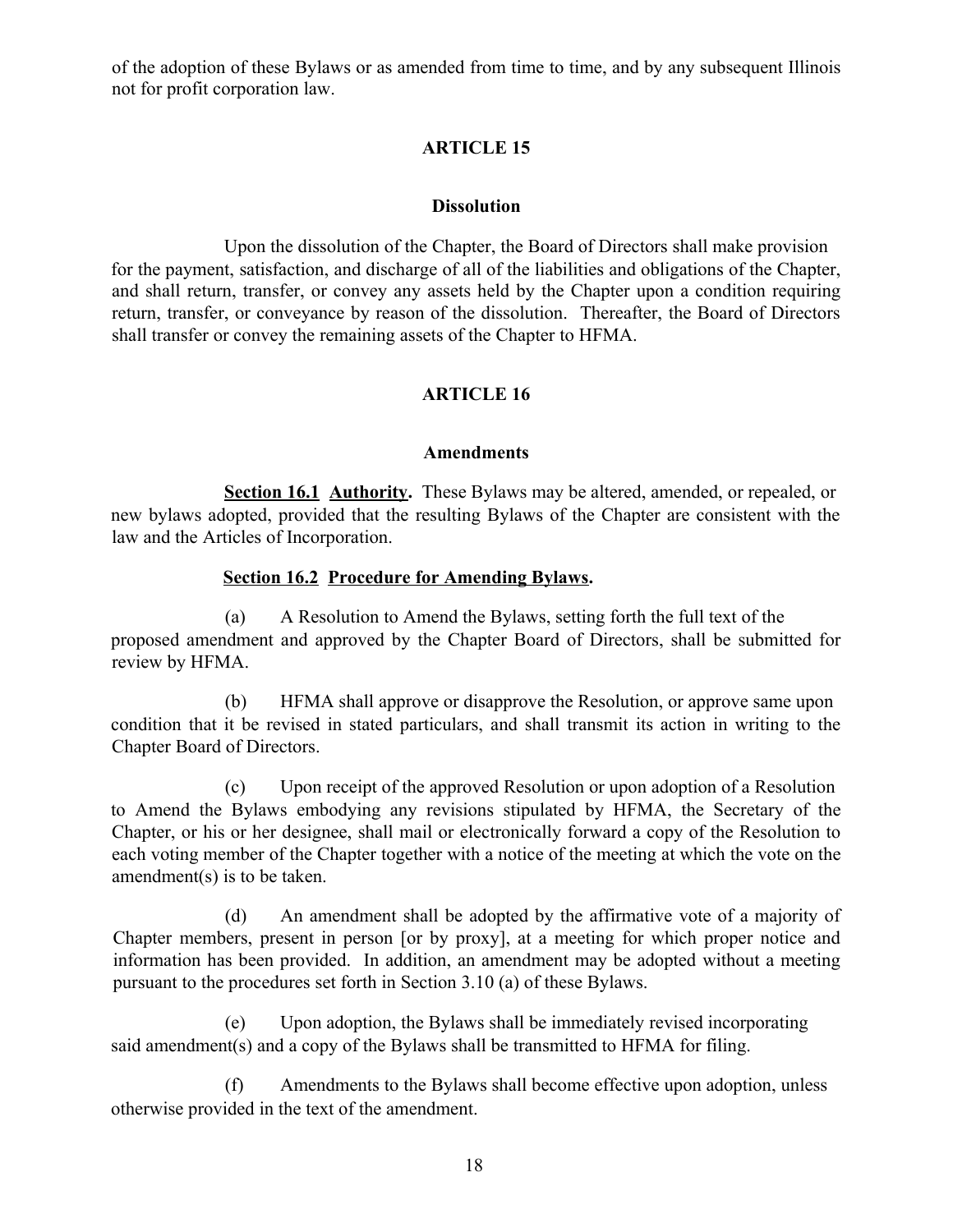of the adoption of these Bylaws or as amended from time to time, and by any subsequent Illinois not for profit corporation law.

## ARTICLE 15

### Dissolution

Upon the dissolution of the Chapter, the Board of Directors shall make provision for the payment, satisfaction, and discharge of all of the liabilities and obligations of the Chapter, and shall return, transfer, or convey any assets held by the Chapter upon a condition requiring return, transfer, or conveyance by reason of the dissolution. Thereafter, the Board of Directors shall transfer or convey the remaining assets of the Chapter to HFMA.

## ARTICLE 16

### Amendments

**Section 16.1 Authority.** These Bylaws may be altered, amended, or repealed, or new bylaws adopted, provided that the resulting Bylaws of the Chapter are consistent with the law and the Articles of Incorporation.

**Section 16.2 Procedure for Amending Bylaws.**

(a) A Resolution to Amend the Bylaws, setting forth the full text of the proposed amendment and approved by the Chapter Board of Directors, shall be submitted for review by HFMA.

(b) HFMA shall approve or disapprove the Resolution, or approve same upon condition that it be revised in stated particulars, and shall transmit its action in writing to the Chapter Board of Directors.

(c) Upon receipt of the approved Resolution or upon adoption of a Resolution to Amend the Bylaws embodying any revisions stipulated by HFMA, the Secretary of the Chapter, or his or her designee, shall mail or electronically forward a copy of the Resolution to each voting member of the Chapter together with a notice of the meeting at which the vote on the amendment(s) is to be taken.

(d) An amendment shall be adopted by the affirmative vote of a majority of Chapter members, present in person [or by proxy], at a meeting for which proper notice and information has been provided. In addition, an amendment may be adopted without a meeting pursuant to the procedures set forth in Section 3.10 (a) of these Bylaws.

(e) Upon adoption, the Bylaws shall be immediately revised incorporating said amendment(s) and a copy of the Bylaws shall be transmitted to HFMA for filing.

(f) Amendments to the Bylaws shall become effective upon adoption, unless otherwise provided in the text of the amendment.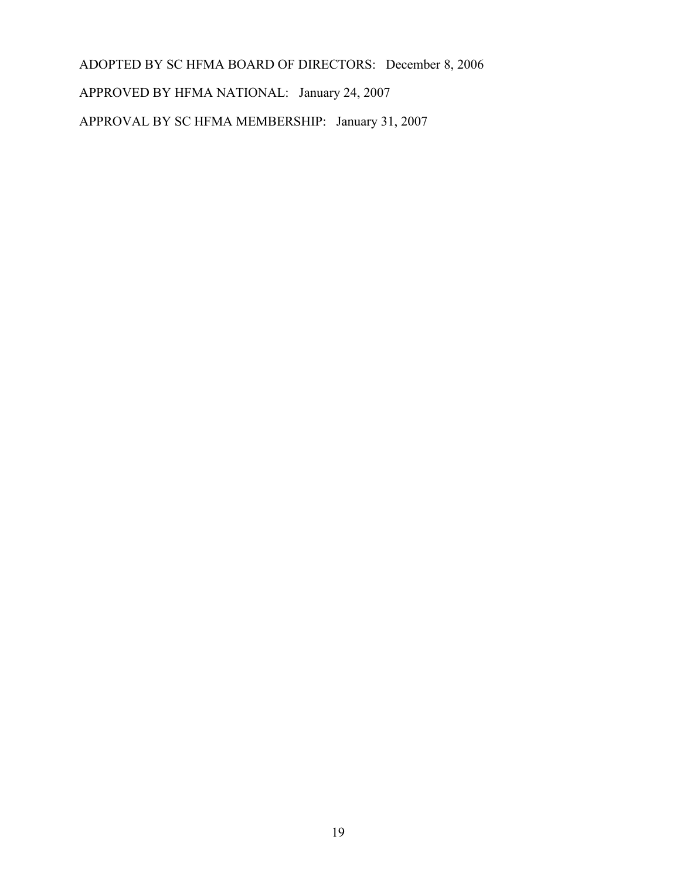ADOPTED BY SC HFMA BOARD OF DIRECTORS: December 8, 2006

APPROVED BY HFMA NATIONAL: January 24, 2007

APPROVAL BY SC HFMA MEMBERSHIP: January 31, 2007